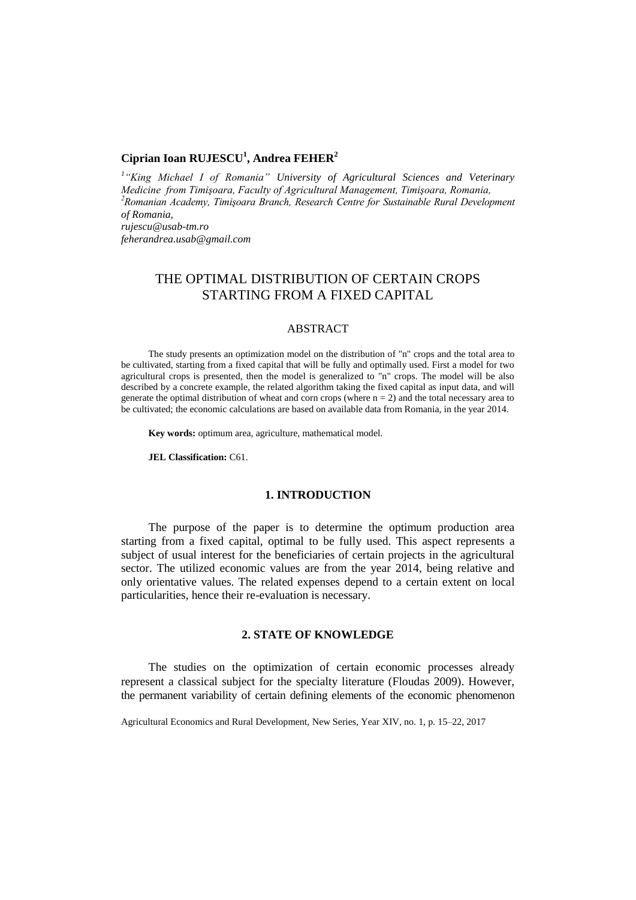**Ciprian Ioan RUJESCU[1], Andrea FEHER[2]**

*[1]"King Michael I of Romania" University of Agricultural Sciences and Veterinary Medicine from Timişoara, Faculty of Agricultural Management, Timişoara, Romania,*
*[2]Romanian Academy, Timişoara Branch, Research Centre for Sustainable Rural Development of Romania,*
*rujescu@usab-tm.ro*
*feherandrea.usab@gmail.com*

# THE OPTIMAL DISTRIBUTION OF CERTAIN CROPS STARTING FROM A FIXED CAPITAL

## ABSTRACT

The study presents an optimization model on the distribution of "n" crops and the total area to be cultivated, starting from a fixed capital that will be fully and optimally used. First a model for two agricultural crops is presented, then the model is generalized to "n" crops. The model will be also described by a concrete example, the related algorithm taking the fixed capital as input data, and will generate the optimal distribution of wheat and corn crops (where n = 2) and the total necessary area to be cultivated; the economic calculations are based on available data from Romania, in the year 2014.

**Key words:** optimum area, agriculture, mathematical model.

**JEL Classification:** C61.

## 1. INTRODUCTION

The purpose of the paper is to determine the optimum production area starting from a fixed capital, optimal to be fully used. This aspect represents a subject of usual interest for the beneficiaries of certain projects in the agricultural sector. The utilized economic values are from the year 2014, being relative and only orientative values. The related expenses depend to a certain extent on local particularities, hence their re-evaluation is necessary.

## 2. STATE OF KNOWLEDGE

The studies on the optimization of certain economic processes already represent a classical subject for the specialty literature (Floudas 2009). However, the permanent variability of certain defining elements of the economic phenomenon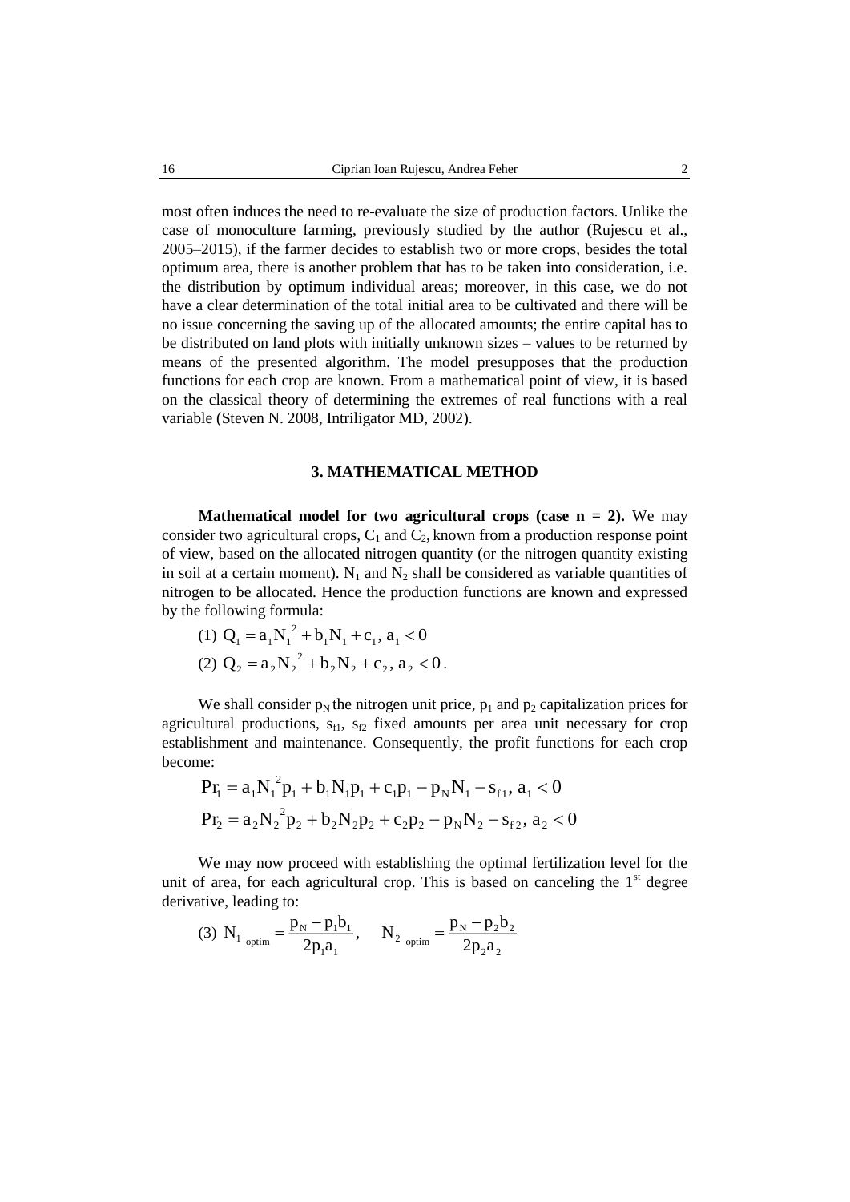most often induces the need to re-evaluate the size of production factors. Unlike the case of monoculture farming, previously studied by the author (Rujescu et al., 2005–2015), if the farmer decides to establish two or more crops, besides the total optimum area, there is another problem that has to be taken into consideration, i.e. the distribution by optimum individual areas; moreover, in this case, we do not have a clear determination of the total initial area to be cultivated and there will be no issue concerning the saving up of the allocated amounts; the entire capital has to be distributed on land plots with initially unknown sizes – values to be returned by means of the presented algorithm. The model presupposes that the production functions for each crop are known. From a mathematical point of view, it is based on the classical theory of determining the extremes of real functions with a real variable (Steven N. 2008, Intriligator MD, 2002).

## 3. MATHEMATICAL METHOD

**Mathematical model for two agricultural crops (case n = 2).** We may consider two agricultural crops, $C_1$ and $C_2$, known from a production response point of view, based on the allocated nitrogen quantity (or the nitrogen quantity existing in soil at a certain moment). $N_1$ and $N_2$ shall be considered as variable quantities of nitrogen to be allocated. Hence the production functions are known and expressed by the following formula:

(1) $Q_1 = a_1 N_1^2 + b_1 N_1 + c_1,\ a_1 < 0$

(2) $Q_2 = a_2 N_2^2 + b_2 N_2 + c_2,\ a_2 < 0$.

We shall consider $p_N$ the nitrogen unit price, $p_1$ and $p_2$ capitalization prices for agricultural productions, $s_{f1}$, $s_{f2}$ fixed amounts per area unit necessary for crop establishment and maintenance. Consequently, the profit functions for each crop become:

$$Pr_1 = a_1 N_1^2 p_1 + b_1 N_1 p_1 + c_1 p_1 - p_N N_1 - s_{f1},\ a_1 < 0$$

$$Pr_2 = a_2 N_2^2 p_2 + b_2 N_2 p_2 + c_2 p_2 - p_N N_2 - s_{f2},\ a_2 < 0$$

We may now proceed with establishing the optimal fertilization level for the unit of area, for each agricultural crop. This is based on canceling the 1st degree derivative, leading to:

(3) $N_{1\ \text{optim}} = \dfrac{p_N - p_1 b_1}{2 p_1 a_1}, \quad N_{2\ \text{optim}} = \dfrac{p_N - p_2 b_2}{2 p_2 a_2}$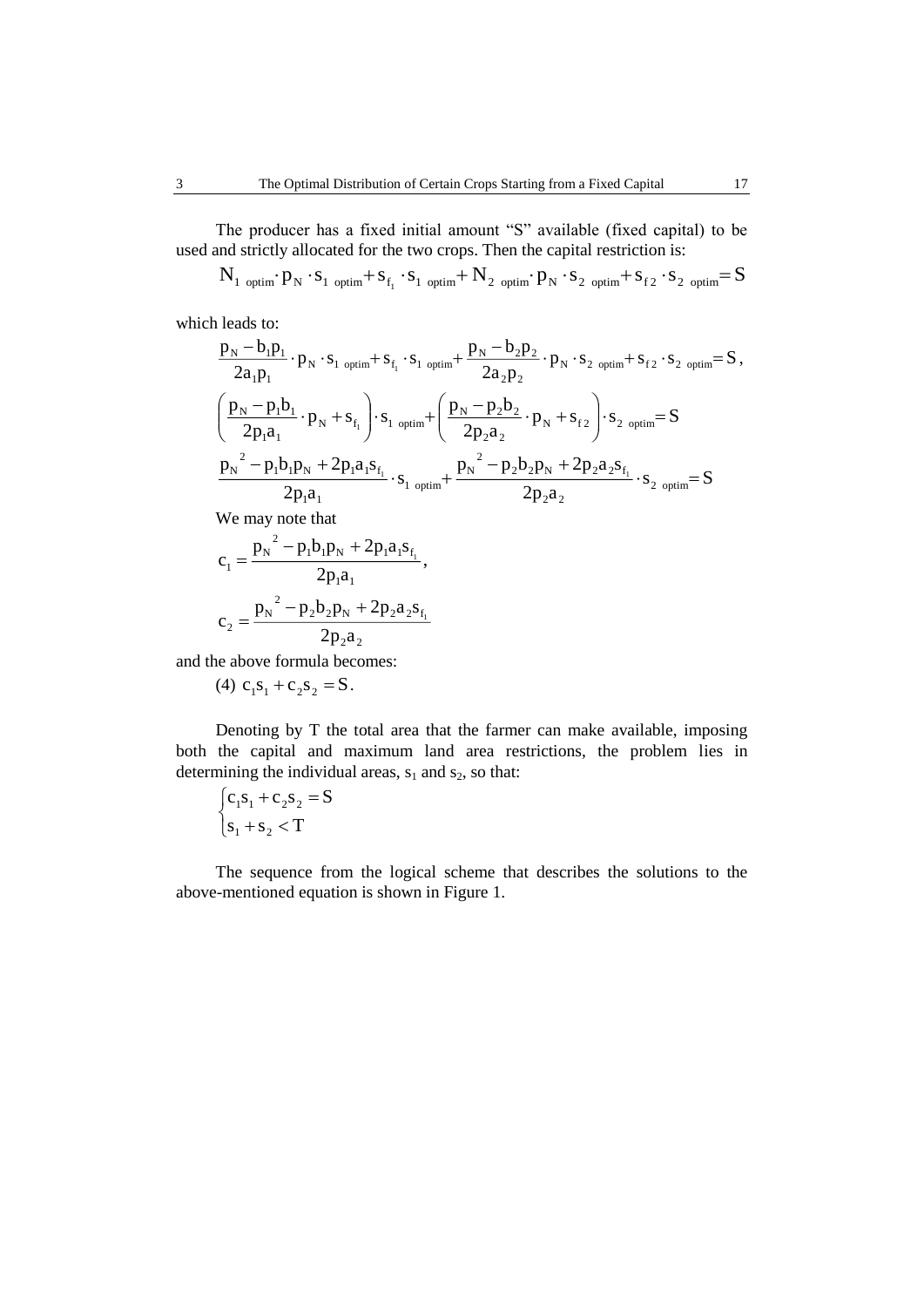The producer has a fixed initial amount “S” available (fixed capital) to be used and strictly allocated for the two crops. Then the capital restriction is:

$$N_{1\ \text{optim}} \cdot p_N \cdot s_{1\ \text{optim}} + s_{f_1} \cdot s_{1\ \text{optim}} + N_{2\ \text{optim}} \cdot p_N \cdot s_{2\ \text{optim}} + s_{f2} \cdot s_{2\ \text{optim}} = S$$

which leads to:

$$\frac{p_N - b_1 p_1}{2a_1 p_1} \cdot p_N \cdot s_{1\ \text{optim}} + s_{f_1} \cdot s_{1\ \text{optim}} + \frac{p_N - b_2 p_2}{2a_2 p_2} \cdot p_N \cdot s_{2\ \text{optim}} + s_{f2} \cdot s_{2\ \text{optim}} = S,$$

$$\left( \frac{p_N - p_1 b_1}{2p_1 a_1} \cdot p_N + s_{f_1} \right) \cdot s_{1\ \text{optim}} + \left( \frac{p_N - p_2 b_2}{2p_2 a_2} \cdot p_N + s_{f2} \right) \cdot s_{2\ \text{optim}} = S$$

$$\frac{p_N^{\ 2} - p_1 b_1 p_N + 2p_1 a_1 s_{f_1}}{2p_1 a_1} \cdot s_{1\ \text{optim}} + \frac{p_N^{\ 2} - p_2 b_2 p_N + 2p_2 a_2 s_{f_1}}{2p_2 a_2} \cdot s_{2\ \text{optim}} = S$$

We may note that

$$c_1 = \frac{p_N^{\ 2} - p_1 b_1 p_N + 2p_1 a_1 s_{f_1}}{2p_1 a_1},$$

$$c_2 = \frac{p_N^{\ 2} - p_2 b_2 p_N + 2p_2 a_2 s_{f_1}}{2p_2 a_2}$$

and the above formula becomes:

(4) $c_1 s_1 + c_2 s_2 = S$.

Denoting by T the total area that the farmer can make available, imposing both the capital and maximum land area restrictions, the problem lies in determining the individual areas, $s_1$ and $s_2$, so that:

$$\begin{cases} c_1 s_1 + c_2 s_2 = S \\ s_1 + s_2 < T \end{cases}$$

The sequence from the logical scheme that describes the solutions to the above-mentioned equation is shown in Figure 1.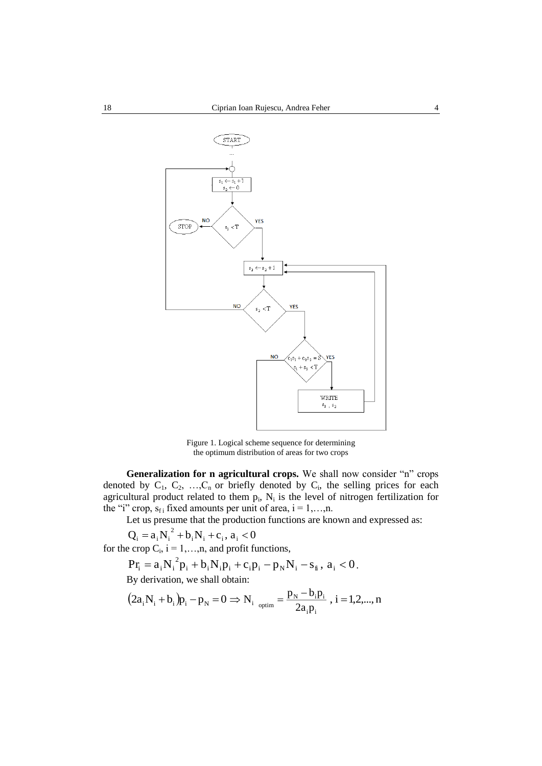Figure 1. Logical scheme sequence for determining the optimum distribution of areas for two crops

**Generalization for n agricultural crops.** We shall now consider "n" crops denoted by $C_1$, $C_2$, …,$C_n$ or briefly denoted by $C_i$, the selling prices for each agricultural product related to them $p_i$, $N_i$ is the level of nitrogen fertilization for the "i" crop, $s_{f\,i}$ fixed amounts per unit of area, $i = 1,\ldots,n$.

Let us presume that the production functions are known and expressed as:

$$Q_i = a_i N_i^2 + b_i N_i + c_i,\ a_i < 0$$

for the crop $C_i$, $i = 1,\ldots,n$, and profit functions,

$$Pr_i = a_i N_i^2 p_i + b_i N_i p_i + c_i p_i - p_N N_i - s_{fi},\ a_i < 0.$$

By derivation, we shall obtain:

$$(2a_i N_i + b_i)p_i - p_N = 0 \Rightarrow N_{i\ \ optim} = \frac{p_N - b_i p_i}{2a_i p_i},\ i = 1,2,\ldots,n$$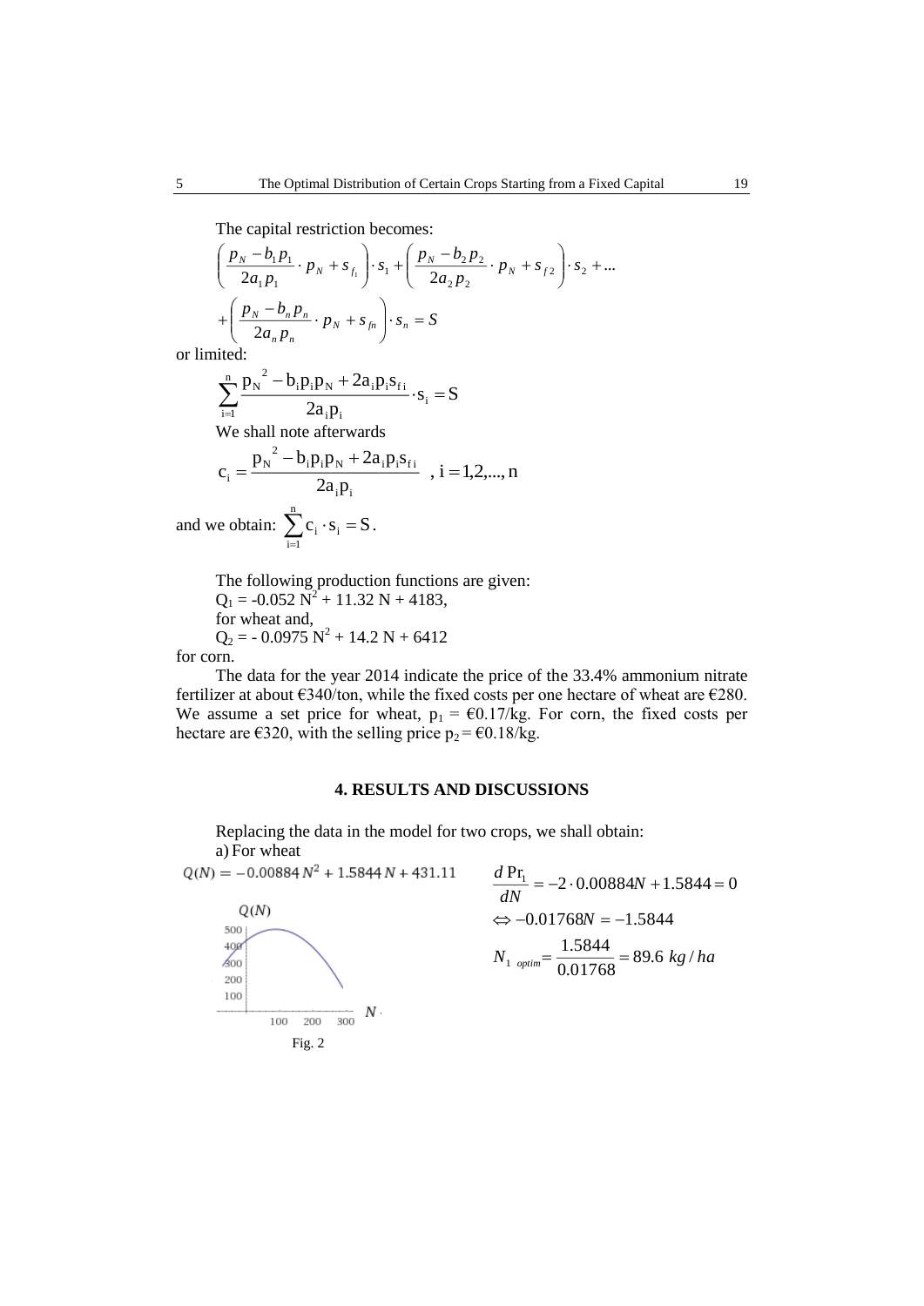The capital restriction becomes:

$$\left( \frac{p_N - b_1 p_1}{2a_1 p_1} \cdot p_N + s_{f_1} \right) \cdot s_1 + \left( \frac{p_N - b_2 p_2}{2a_2 p_2} \cdot p_N + s_{f2} \right) \cdot s_2 + ...$$

$$+ \left( \frac{p_N - b_n p_n}{2a_n p_n} \cdot p_N + s_{fn} \right) \cdot s_n = S$$

or limited:

$$\sum_{i=1}^{n} \frac{p_N^{\ 2} - b_i p_i p_N + 2a_i p_i s_{fi}}{2a_i p_i} \cdot s_i = S$$

We shall note afterwards

$$c_i = \frac{p_N^{\ 2} - b_i p_i p_N + 2a_i p_i s_{fi}}{2a_i p_i} \quad , \ i = 1,2,...,n$$

and we obtain: $\sum_{i=1}^{n} c_i \cdot s_i = S$.

The following production functions are given:

$Q_1 = -0.052\ N^2 + 11.32\ N + 4183$,

for wheat and,

$Q_2 = -\ 0.0975\ N^2 + 14.2\ N + 6412$

for corn.

The data for the year 2014 indicate the price of the 33.4% ammonium nitrate fertilizer at about €340/ton, while the fixed costs per one hectare of wheat are €280. We assume a set price for wheat, $p_1$ = €0.17/kg. For corn, the fixed costs per hectare are €320, with the selling price $p_2$ = €0.18/kg.

## 4. RESULTS AND DISCUSSIONS

Replacing the data in the model for two crops, we shall obtain:

a) For wheat

$$Q(N) = -0.00884\, N^2 + 1.5844\, N + 431.11$$

Fig. 2

$$\frac{d\,\mathrm{Pr}_1}{dN} = -2 \cdot 0.00884N + 1.5844 = 0$$

$$\Leftrightarrow -0.01768N = -1.5844$$

$$N_{1\ optim} = \frac{1.5844}{0.01768} = 89.6\ kg/ha$$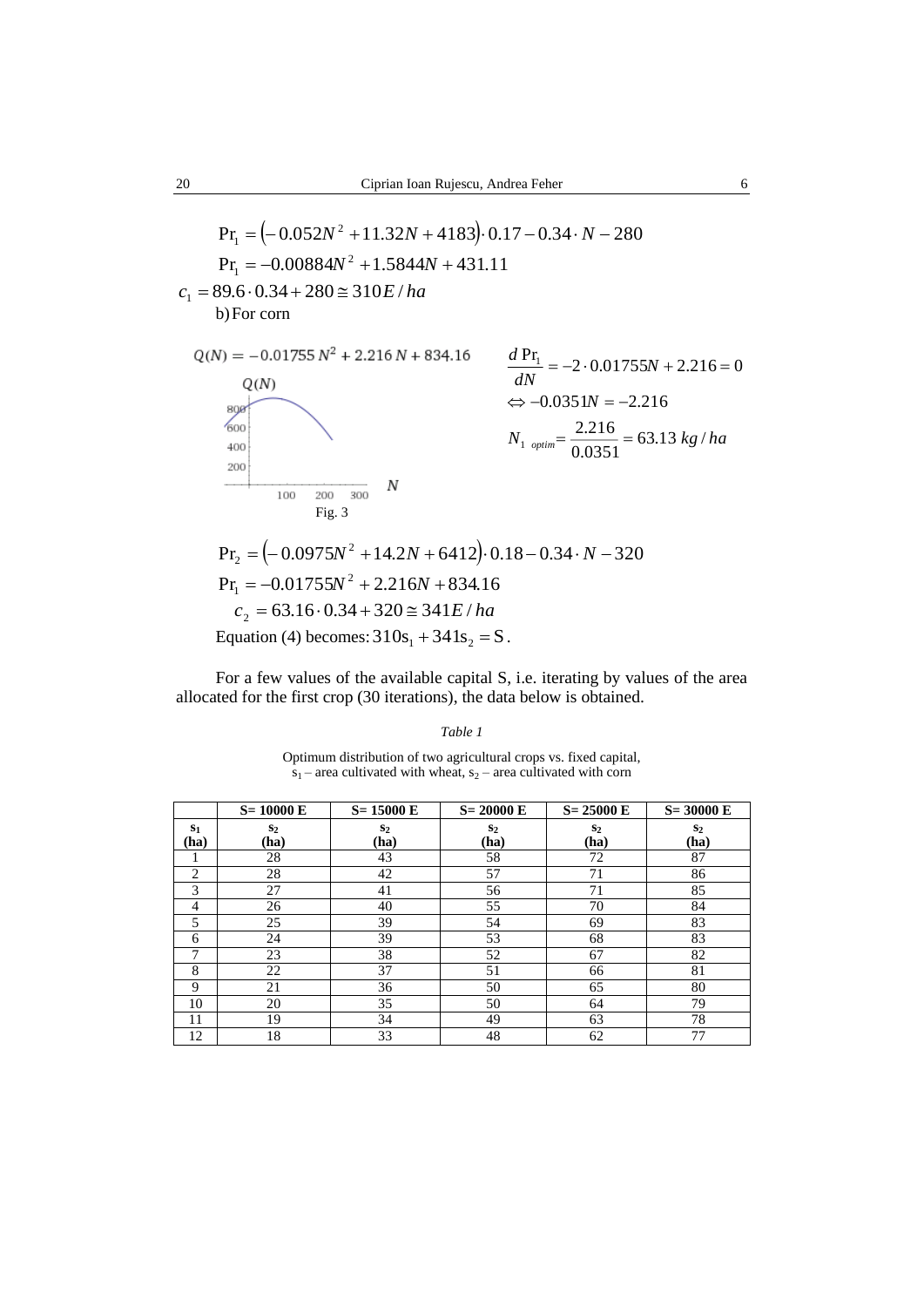$$\Pr_1 = \left(-0.052N^2 + 11.32N + 4183\right) \cdot 0.17 - 0.34 \cdot N - 280$$

$$\Pr_1 = -0.00884N^2 + 1.5844N + 431.11$$

$$c_1 = 89.6 \cdot 0.34 + 280 \cong 310E/ha$$

b) For corn

$$Q(N) = -0.01755\,N^2 + 2.216\,N + 834.16$$

Fig. 3

$$\frac{d\Pr_1}{dN} = -2 \cdot 0.01755N + 2.216 = 0$$

$$\Leftrightarrow -0.0351N = -2.216$$

$$N_{1\ optim} = \frac{2.216}{0.0351} = 63.13\ kg/ha$$

$$\Pr_2 = \left(-0.0975N^2 + 14.2N + 6412\right) \cdot 0.18 - 0.34 \cdot N - 320$$

$$\Pr_1 = -0.01755N^2 + 2.216N + 834.16$$

$$c_2 = 63.16 \cdot 0.34 + 320 \cong 341E/ha$$

Equation (4) becomes: $310s_1 + 341s_2 = S$.

For a few values of the available capital S, i.e. iterating by values of the area allocated for the first crop (30 iterations), the data below is obtained.

*Table 1*

Optimum distribution of two agricultural crops vs. fixed capital, $s_1$ – area cultivated with wheat, $s_2$ – area cultivated with corn

| | **S= 10000 E** | **S= 15000 E** | **S= 20000 E** | **S= 25000 E** | **S= 30000 E** |
|---|---|---|---|---|---|
| **$s_1$ (ha)** | **$s_2$ (ha)** | **$s_2$ (ha)** | **$s_2$ (ha)** | **$s_2$ (ha)** | **$s_2$ (ha)** |
| 1 | 28 | 43 | 58 | 72 | 87 |
| 2 | 28 | 42 | 57 | 71 | 86 |
| 3 | 27 | 41 | 56 | 71 | 85 |
| 4 | 26 | 40 | 55 | 70 | 84 |
| 5 | 25 | 39 | 54 | 69 | 83 |
| 6 | 24 | 39 | 53 | 68 | 83 |
| 7 | 23 | 38 | 52 | 67 | 82 |
| 8 | 22 | 37 | 51 | 66 | 81 |
| 9 | 21 | 36 | 50 | 65 | 80 |
| 10 | 20 | 35 | 50 | 64 | 79 |
| 11 | 19 | 34 | 49 | 63 | 78 |
| 12 | 18 | 33 | 48 | 62 | 77 |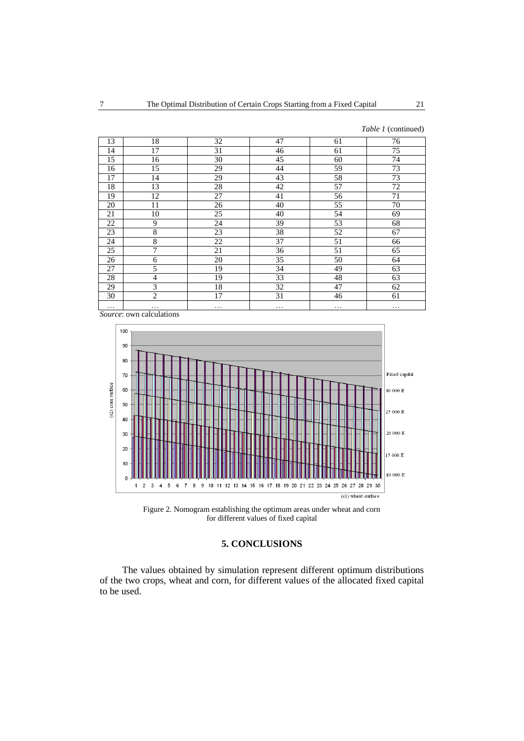*Table 1* (continued)

| | | | | | |
|---|---|---|---|---|---|
| 13 | 18 | 32 | 47 | 61 | 76 |
| 14 | 17 | 31 | 46 | 61 | 75 |
| 15 | 16 | 30 | 45 | 60 | 74 |
| 16 | 15 | 29 | 44 | 59 | 73 |
| 17 | 14 | 29 | 43 | 58 | 73 |
| 18 | 13 | 28 | 42 | 57 | 72 |
| 19 | 12 | 27 | 41 | 56 | 71 |
| 20 | 11 | 26 | 40 | 55 | 70 |
| 21 | 10 | 25 | 40 | 54 | 69 |
| 22 | 9 | 24 | 39 | 53 | 68 |
| 23 | 8 | 23 | 38 | 52 | 67 |
| 24 | 8 | 22 | 37 | 51 | 66 |
| 25 | 7 | 21 | 36 | 51 | 65 |
| 26 | 6 | 20 | 35 | 50 | 64 |
| 27 | 5 | 19 | 34 | 49 | 63 |
| 28 | 4 | 19 | 33 | 48 | 63 |
| 29 | 3 | 18 | 32 | 47 | 62 |
| 30 | 2 | 17 | 31 | 46 | 61 |
| … | … | … | … | … | … |

*Source*: own calculations

Figure 2. Nomogram establishing the optimum areas under wheat and corn for different values of fixed capital

## 5. CONCLUSIONS

The values obtained by simulation represent different optimum distributions of the two crops, wheat and corn, for different values of the allocated fixed capital to be used.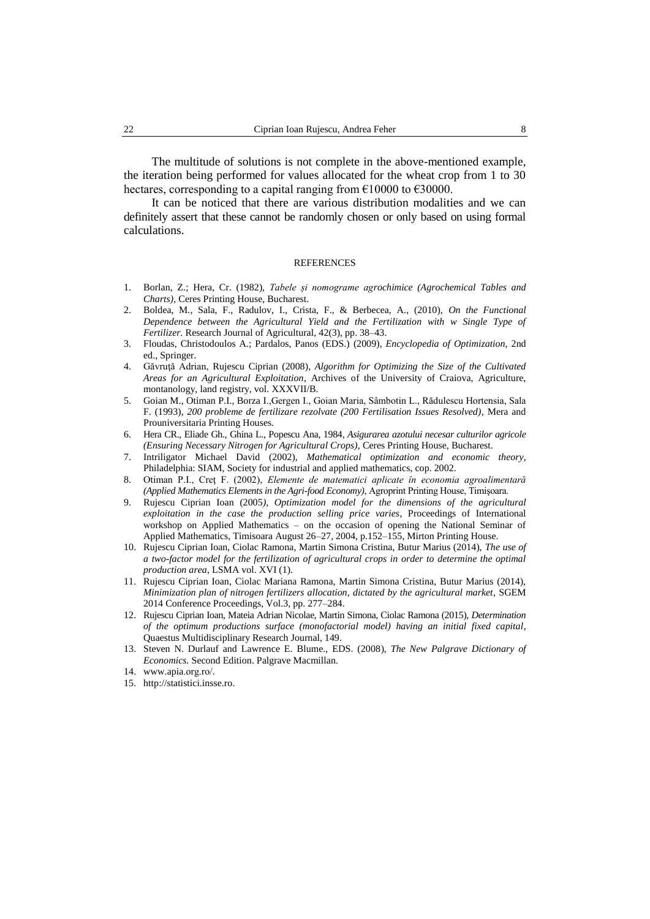The multitude of solutions is not complete in the above-mentioned example, the iteration being performed for values allocated for the wheat crop from 1 to 30 hectares, corresponding to a capital ranging from €10000 to €30000.

It can be noticed that there are various distribution modalities and we can definitely assert that these cannot be randomly chosen or only based on using formal calculations.

## REFERENCES

1. Borlan, Z.; Hera, Cr. (1982), *Tabele și nomograme agrochimice (Agrochemical Tables and Charts)*, Ceres Printing House, Bucharest.
2. Boldea, M., Sala, F., Radulov, I., Crista, F., & Berbecea, A., (2010), *On the Functional Dependence between the Agricultural Yield and the Fertilization with w Single Type of Fertilizer*. Research Journal of Agricultural, 42(3), pp. 38–43.
3. Floudas, Christodoulos A.; Pardalos, Panos (EDS.) (2009), *Encyclopedia of Optimization*, 2nd ed., Springer.
4. Găvruță Adrian, Rujescu Ciprian (2008), *Algorithm for Optimizing the Size of the Cultivated Areas for an Agricultural Exploitation*, Archives of the University of Craiova, Agriculture, montanology, land registry, vol. XXXVII/B.
5. Goian M., Otiman P.I., Borza I.,Gergen I., Goian Maria, Sâmbotin L., Rădulescu Hortensia, Sala F. (1993), *200 probleme de fertilizare rezolvate (200 Fertilisation Issues Resolved)*, Mera and Prouniversitaria Printing Houses.
6. Hera CR., Eliade Gh., Ghina L., Popescu Ana, 1984, *Asigurarea azotului necesar culturilor agricole (Ensuring Necessary Nitrogen for Agricultural Crops)*, Ceres Printing House, Bucharest.
7. Intriligator Michael David (2002), *Mathematical optimization and economic theory*, Philadelphia: SIAM, Society for industrial and applied mathematics, cop. 2002.
8. Otiman P.I., Creţ F. (2002), *Elemente de matematici aplicate în economia agroalimentară (Applied Mathematics Elements in the Agri-food Economy)*, Agroprint Printing House, Timişoara.
9. Rujescu Ciprian Ioan (2005), *Optimization model for the dimensions of the agricultural exploitation in the case the production selling price varies*, Proceedings of International workshop on Applied Mathematics – on the occasion of opening the National Seminar of Applied Mathematics, Timisoara August 26–27, 2004, p.152–155, Mirton Printing House.
10. Rujescu Ciprian Ioan, Ciolac Ramona, Martin Simona Cristina, Butur Marius (2014), *The use of a two-factor model for the fertilization of agricultural crops in order to determine the optimal production area*, LSMA vol. XVI (1).
11. Rujescu Ciprian Ioan, Ciolac Mariana Ramona, Martin Simona Cristina, Butur Marius (2014), *Minimization plan of nitrogen fertilizers allocation, dictated by the agricultural market*, SGEM 2014 Conference Proceedings, Vol.3, pp. 277–284.
12. Rujescu Ciprian Ioan, Mateia Adrian Nicolae, Martin Simona, Ciolac Ramona (2015), *Determination of the optimum productions surface (monofactorial model) having an initial fixed capital*, Quaestus Multidisciplinary Research Journal, 149.
13. Steven N. Durlauf and Lawrence E. Blume., EDS. (2008), *The New Palgrave Dictionary of Economics.* Second Edition. Palgrave Macmillan.
14. www.apia.org.ro/.
15. http://statistici.insse.ro.